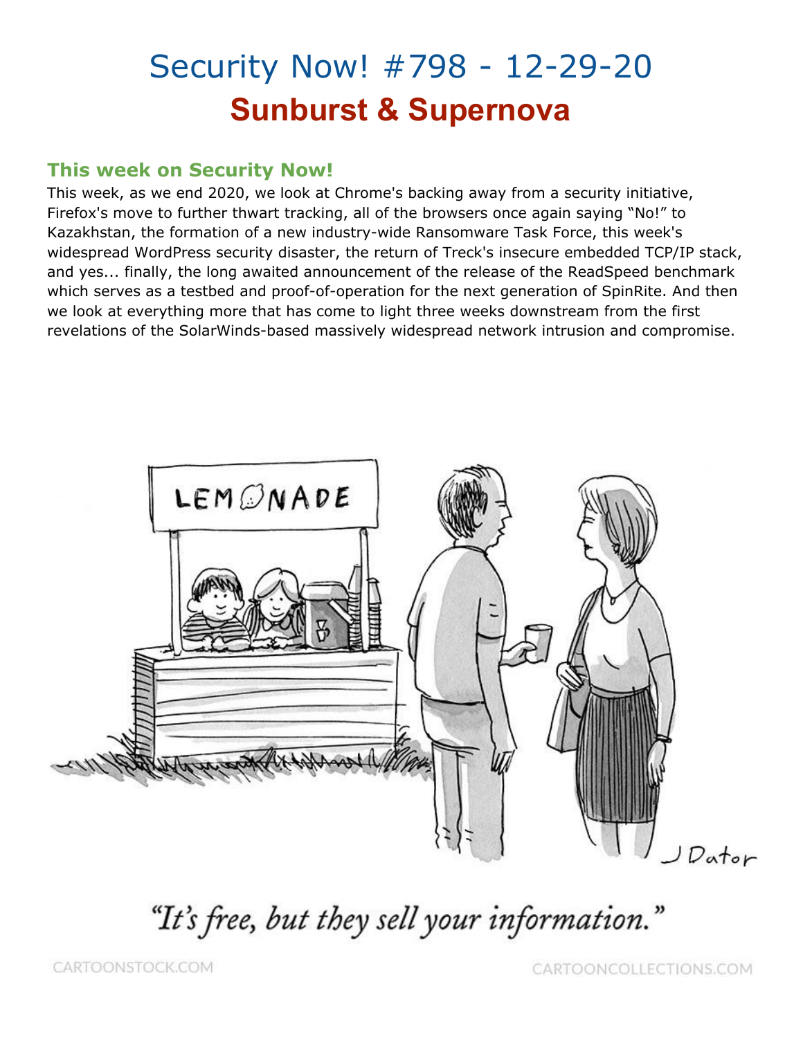# Security Now! #798 - 12-29-20

## Sunburst & Supernova

### This week on Security Now!

This week, as we end 2020, we look at Chrome's backing away from a security initiative, Firefox's move to further thwart tracking, all of the browsers once again saying "No!" to Kazakhstan, the formation of a new industry-wide Ransomware Task Force, this week's widespread WordPress security disaster, the return of Treck's insecure embedded TCP/IP stack, and yes... finally, the long awaited announcement of the release of the ReadSpeed benchmark which serves as a testbed and proof-of-operation for the next generation of SpinRite. And then we look at everything more that has come to light three weeks downstream from the first revelations of the SolarWinds-based massively widespread network intrusion and compromise.

*"It's free, but they sell your information."*

CARTOONSTOCK.COM CARTOONCOLLECTIONS.COM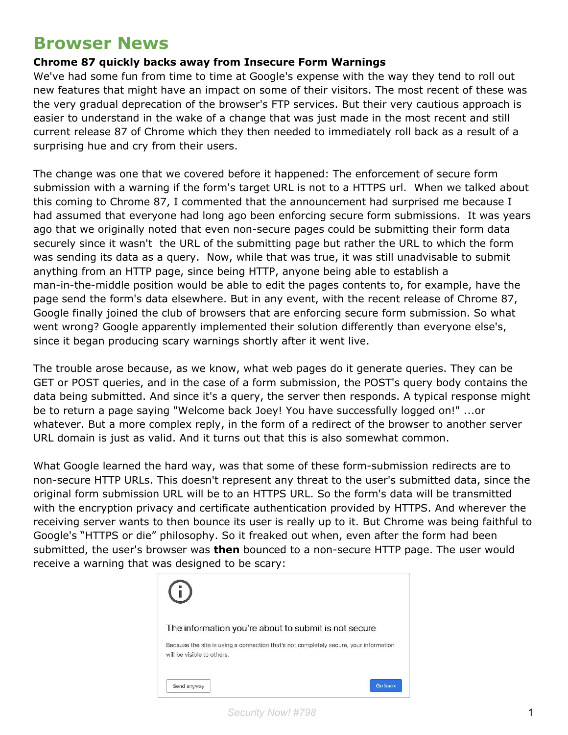# Browser News

**Chrome 87 quickly backs away from Insecure Form Warnings**

We've had some fun from time to time at Google's expense with the way they tend to roll out new features that might have an impact on some of their visitors. The most recent of these was the very gradual deprecation of the browser's FTP services. But their very cautious approach is easier to understand in the wake of a change that was just made in the most recent and still current release 87 of Chrome which they then needed to immediately roll back as a result of a surprising hue and cry from their users.

The change was one that we covered before it happened: The enforcement of secure form submission with a warning if the form's target URL is not to a HTTPS url. When we talked about this coming to Chrome 87, I commented that the announcement had surprised me because I had assumed that everyone had long ago been enforcing secure form submissions. It was years ago that we originally noted that even non-secure pages could be submitting their form data securely since it wasn't the URL of the submitting page but rather the URL to which the form was sending its data as a query. Now, while that was true, it was still unadvisable to submit anything from an HTTP page, since being HTTP, anyone being able to establish a man-in-the-middle position would be able to edit the pages contents to, for example, have the page send the form's data elsewhere. But in any event, with the recent release of Chrome 87, Google finally joined the club of browsers that are enforcing secure form submission. So what went wrong? Google apparently implemented their solution differently than everyone else's, since it began producing scary warnings shortly after it went live.

The trouble arose because, as we know, what web pages do it generate queries. They can be GET or POST queries, and in the case of a form submission, the POST's query body contains the data being submitted. And since it's a query, the server then responds. A typical response might be to return a page saying "Welcome back Joey! You have successfully logged on!" ...or whatever. But a more complex reply, in the form of a redirect of the browser to another server URL domain is just as valid. And it turns out that this is also somewhat common.

What Google learned the hard way, was that some of these form-submission redirects are to non-secure HTTP URLs. This doesn't represent any threat to the user's submitted data, since the original form submission URL will be to an HTTPS URL. So the form's data will be transmitted with the encryption privacy and certificate authentication provided by HTTPS. And wherever the receiving server wants to then bounce its user is really up to it. But Chrome was being faithful to Google's "HTTPS or die" philosophy. So it freaked out when, even after the form had been submitted, the user's browser was **then** bounced to a non-secure HTTP page. The user would receive a warning that was designed to be scary:

The information you're about to submit is not secure

Because the site is using a connection that's not completely secure, your information will be visible to others.

Send anyway

Go back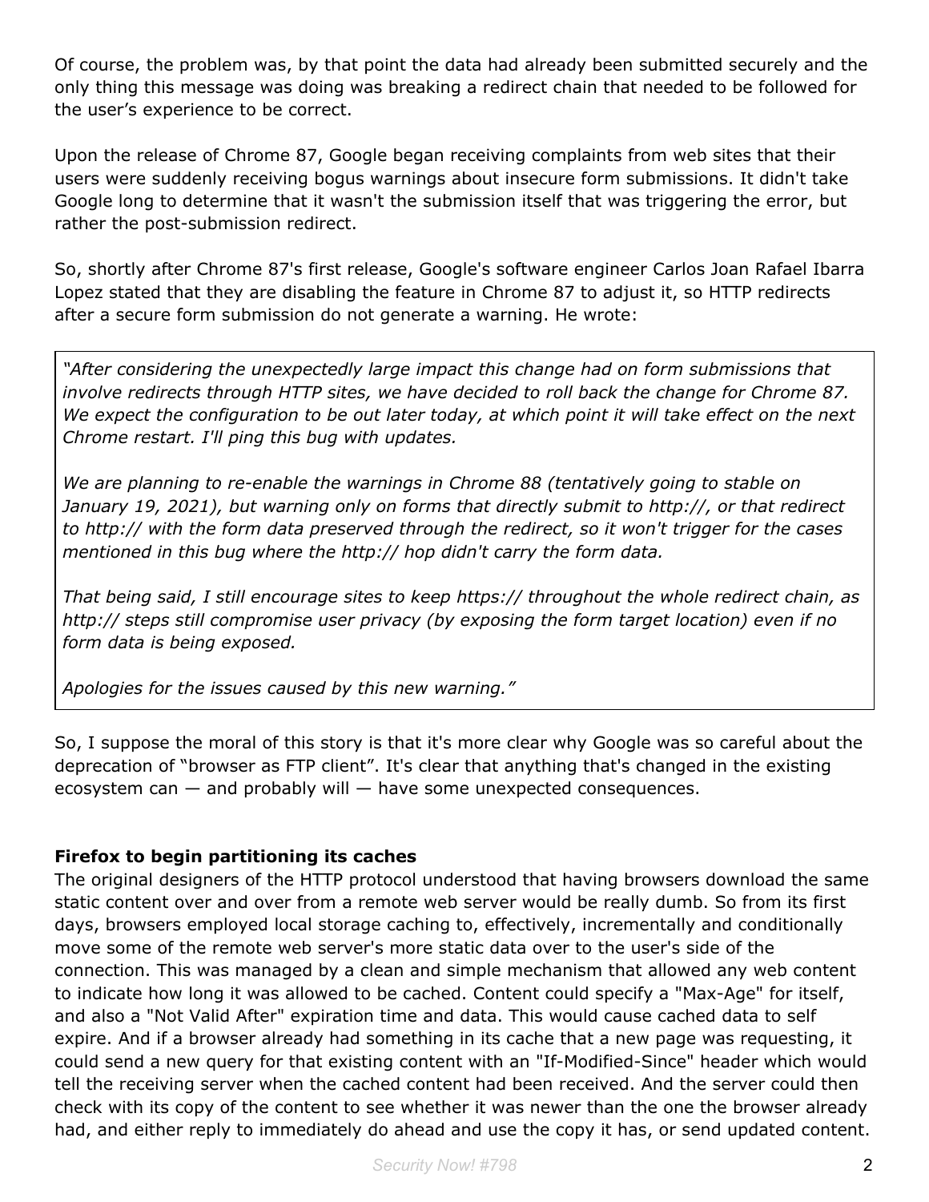Of course, the problem was, by that point the data had already been submitted securely and the only thing this message was doing was breaking a redirect chain that needed to be followed for the user's experience to be correct.

Upon the release of Chrome 87, Google began receiving complaints from web sites that their users were suddenly receiving bogus warnings about insecure form submissions. It didn't take Google long to determine that it wasn't the submission itself that was triggering the error, but rather the post-submission redirect.

So, shortly after Chrome 87's first release, Google's software engineer Carlos Joan Rafael Ibarra Lopez stated that they are disabling the feature in Chrome 87 to adjust it, so HTTP redirects after a secure form submission do not generate a warning. He wrote:

> *"After considering the unexpectedly large impact this change had on form submissions that involve redirects through HTTP sites, we have decided to roll back the change for Chrome 87. We expect the configuration to be out later today, at which point it will take effect on the next Chrome restart. I'll ping this bug with updates.*
>
> *We are planning to re-enable the warnings in Chrome 88 (tentatively going to stable on January 19, 2021), but warning only on forms that directly submit to http://, or that redirect to http:// with the form data preserved through the redirect, so it won't trigger for the cases mentioned in this bug where the http:// hop didn't carry the form data.*
>
> *That being said, I still encourage sites to keep https:// throughout the whole redirect chain, as http:// steps still compromise user privacy (by exposing the form target location) even if no form data is being exposed.*
>
> *Apologies for the issues caused by this new warning."*

So, I suppose the moral of this story is that it's more clear why Google was so careful about the deprecation of "browser as FTP client". It's clear that anything that's changed in the existing ecosystem can — and probably will — have some unexpected consequences.

**Firefox to begin partitioning its caches**

The original designers of the HTTP protocol understood that having browsers download the same static content over and over from a remote web server would be really dumb. So from its first days, browsers employed local storage caching to, effectively, incrementally and conditionally move some of the remote web server's more static data over to the user's side of the connection. This was managed by a clean and simple mechanism that allowed any web content to indicate how long it was allowed to be cached. Content could specify a "Max-Age" for itself, and also a "Not Valid After" expiration time and data. This would cause cached data to self expire. And if a browser already had something in its cache that a new page was requesting, it could send a new query for that existing content with an "If-Modified-Since" header which would tell the receiving server when the cached content had been received. And the server could then check with its copy of the content to see whether it was newer than the one the browser already had, and either reply to immediately do ahead and use the copy it has, or send updated content.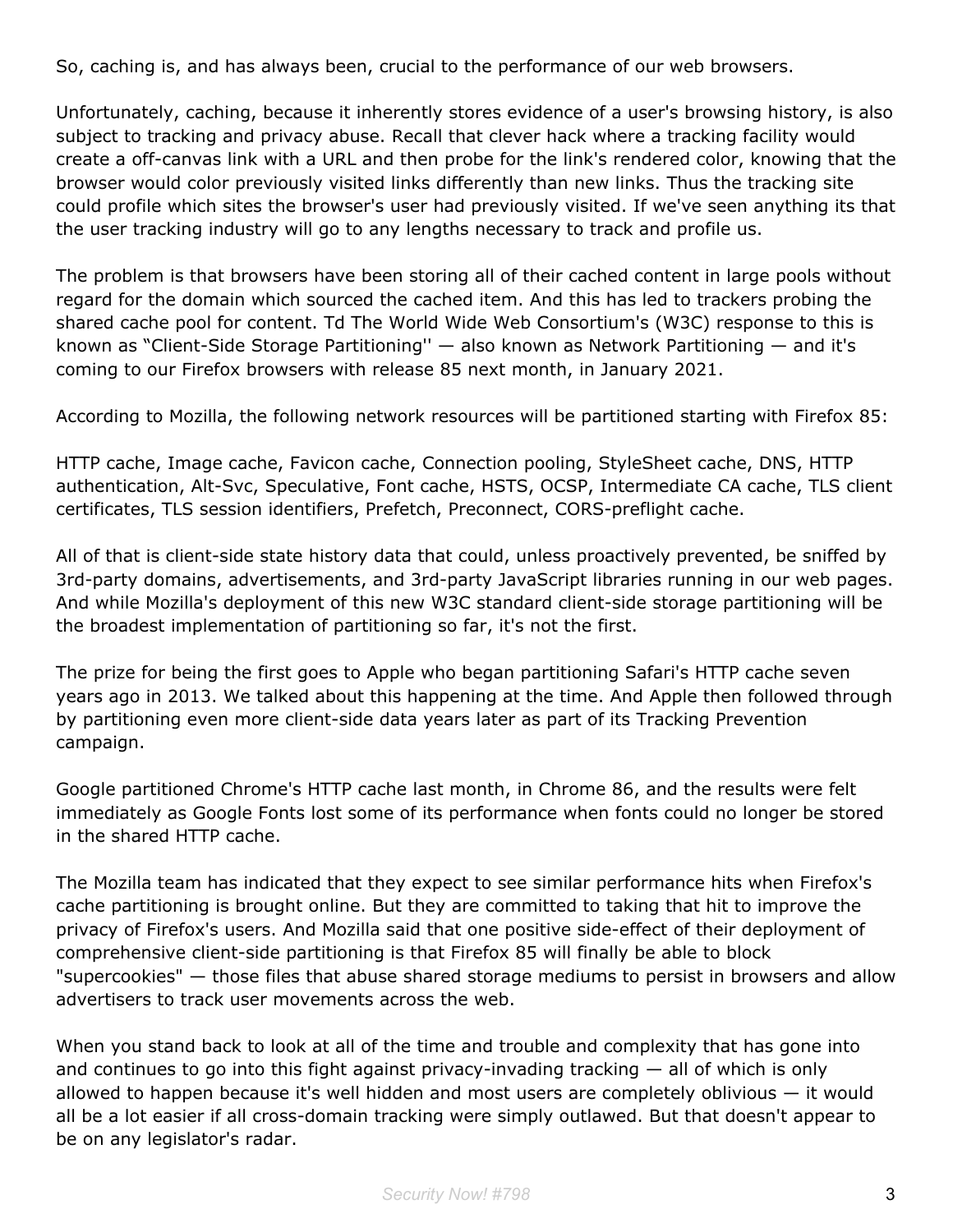So, caching is, and has always been, crucial to the performance of our web browsers.

Unfortunately, caching, because it inherently stores evidence of a user's browsing history, is also subject to tracking and privacy abuse. Recall that clever hack where a tracking facility would create a off-canvas link with a URL and then probe for the link's rendered color, knowing that the browser would color previously visited links differently than new links. Thus the tracking site could profile which sites the browser's user had previously visited. If we've seen anything its that the user tracking industry will go to any lengths necessary to track and profile us.

The problem is that browsers have been storing all of their cached content in large pools without regard for the domain which sourced the cached item. And this has led to trackers probing the shared cache pool for content. Td The World Wide Web Consortium's (W3C) response to this is known as "Client-Side Storage Partitioning'' — also known as Network Partitioning — and it's coming to our Firefox browsers with release 85 next month, in January 2021.

According to Mozilla, the following network resources will be partitioned starting with Firefox 85:

HTTP cache, Image cache, Favicon cache, Connection pooling, StyleSheet cache, DNS, HTTP authentication, Alt-Svc, Speculative, Font cache, HSTS, OCSP, Intermediate CA cache, TLS client certificates, TLS session identifiers, Prefetch, Preconnect, CORS-preflight cache.

All of that is client-side state history data that could, unless proactively prevented, be sniffed by 3rd-party domains, advertisements, and 3rd-party JavaScript libraries running in our web pages. And while Mozilla's deployment of this new W3C standard client-side storage partitioning will be the broadest implementation of partitioning so far, it's not the first.

The prize for being the first goes to Apple who began partitioning Safari's HTTP cache seven years ago in 2013. We talked about this happening at the time. And Apple then followed through by partitioning even more client-side data years later as part of its Tracking Prevention campaign.

Google partitioned Chrome's HTTP cache last month, in Chrome 86, and the results were felt immediately as Google Fonts lost some of its performance when fonts could no longer be stored in the shared HTTP cache.

The Mozilla team has indicated that they expect to see similar performance hits when Firefox's cache partitioning is brought online. But they are committed to taking that hit to improve the privacy of Firefox's users. And Mozilla said that one positive side-effect of their deployment of comprehensive client-side partitioning is that Firefox 85 will finally be able to block "supercookies" — those files that abuse shared storage mediums to persist in browsers and allow advertisers to track user movements across the web.

When you stand back to look at all of the time and trouble and complexity that has gone into and continues to go into this fight against privacy-invading tracking — all of which is only allowed to happen because it's well hidden and most users are completely oblivious — it would all be a lot easier if all cross-domain tracking were simply outlawed. But that doesn't appear to be on any legislator's radar.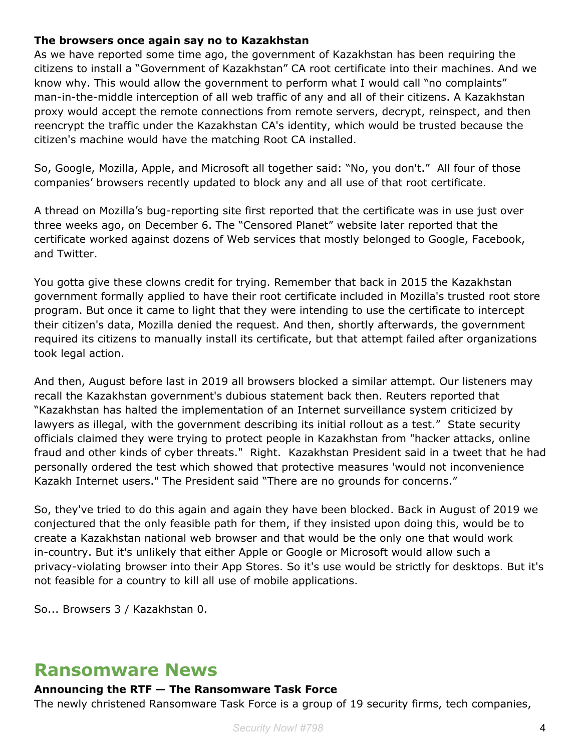**The browsers once again say no to Kazakhstan**

As we have reported some time ago, the government of Kazakhstan has been requiring the citizens to install a "Government of Kazakhstan" CA root certificate into their machines. And we know why. This would allow the government to perform what I would call "no complaints" man-in-the-middle interception of all web traffic of any and all of their citizens. A Kazakhstan proxy would accept the remote connections from remote servers, decrypt, reinspect, and then reencrypt the traffic under the Kazakhstan CA's identity, which would be trusted because the citizen's machine would have the matching Root CA installed.

So, Google, Mozilla, Apple, and Microsoft all together said: "No, you don't." All four of those companies' browsers recently updated to block any and all use of that root certificate.

A thread on Mozilla's bug-reporting site first reported that the certificate was in use just over three weeks ago, on December 6. The "Censored Planet" website later reported that the certificate worked against dozens of Web services that mostly belonged to Google, Facebook, and Twitter.

You gotta give these clowns credit for trying. Remember that back in 2015 the Kazakhstan government formally applied to have their root certificate included in Mozilla's trusted root store program. But once it came to light that they were intending to use the certificate to intercept their citizen's data, Mozilla denied the request. And then, shortly afterwards, the government required its citizens to manually install its certificate, but that attempt failed after organizations took legal action.

And then, August before last in 2019 all browsers blocked a similar attempt. Our listeners may recall the Kazakhstan government's dubious statement back then. Reuters reported that "Kazakhstan has halted the implementation of an Internet surveillance system criticized by lawyers as illegal, with the government describing its initial rollout as a test." State security officials claimed they were trying to protect people in Kazakhstan from "hacker attacks, online fraud and other kinds of cyber threats." Right. Kazakhstan President said in a tweet that he had personally ordered the test which showed that protective measures 'would not inconvenience Kazakh Internet users." The President said "There are no grounds for concerns."

So, they've tried to do this again and again they have been blocked. Back in August of 2019 we conjectured that the only feasible path for them, if they insisted upon doing this, would be to create a Kazakhstan national web browser and that would be the only one that would work in-country. But it's unlikely that either Apple or Google or Microsoft would allow such a privacy-violating browser into their App Stores. So it's use would be strictly for desktops. But it's not feasible for a country to kill all use of mobile applications.

So... Browsers 3 / Kazakhstan 0.

## Ransomware News

**Announcing the RTF — The Ransomware Task Force**

The newly christened Ransomware Task Force is a group of 19 security firms, tech companies,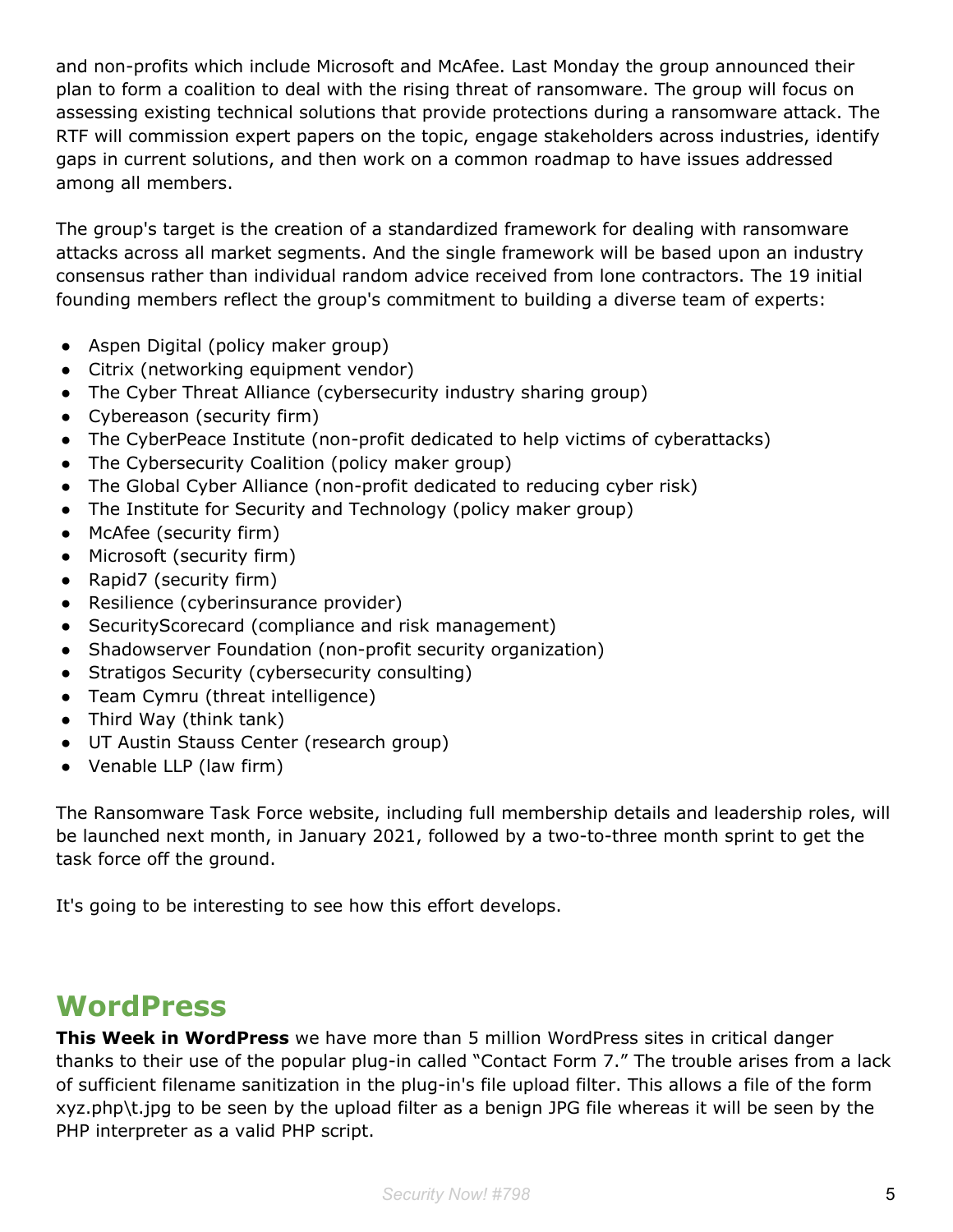and non-profits which include Microsoft and McAfee. Last Monday the group announced their plan to form a coalition to deal with the rising threat of ransomware. The group will focus on assessing existing technical solutions that provide protections during a ransomware attack. The RTF will commission expert papers on the topic, engage stakeholders across industries, identify gaps in current solutions, and then work on a common roadmap to have issues addressed among all members.

The group's target is the creation of a standardized framework for dealing with ransomware attacks across all market segments. And the single framework will be based upon an industry consensus rather than individual random advice received from lone contractors. The 19 initial founding members reflect the group's commitment to building a diverse team of experts:

- Aspen Digital (policy maker group)
- Citrix (networking equipment vendor)
- The Cyber Threat Alliance (cybersecurity industry sharing group)
- Cybereason (security firm)
- The CyberPeace Institute (non-profit dedicated to help victims of cyberattacks)
- The Cybersecurity Coalition (policy maker group)
- The Global Cyber Alliance (non-profit dedicated to reducing cyber risk)
- The Institute for Security and Technology (policy maker group)
- McAfee (security firm)
- Microsoft (security firm)
- Rapid7 (security firm)
- Resilience (cyberinsurance provider)
- SecurityScorecard (compliance and risk management)
- Shadowserver Foundation (non-profit security organization)
- Stratigos Security (cybersecurity consulting)
- Team Cymru (threat intelligence)
- Third Way (think tank)
- UT Austin Stauss Center (research group)
- Venable LLP (law firm)

The Ransomware Task Force website, including full membership details and leadership roles, will be launched next month, in January 2021, followed by a two-to-three month sprint to get the task force off the ground.

It's going to be interesting to see how this effort develops.

# WordPress

**This Week in WordPress** we have more than 5 million WordPress sites in critical danger thanks to their use of the popular plug-in called "Contact Form 7." The trouble arises from a lack of sufficient filename sanitization in the plug-in's file upload filter. This allows a file of the form xyz.php\t.jpg to be seen by the upload filter as a benign JPG file whereas it will be seen by the PHP interpreter as a valid PHP script.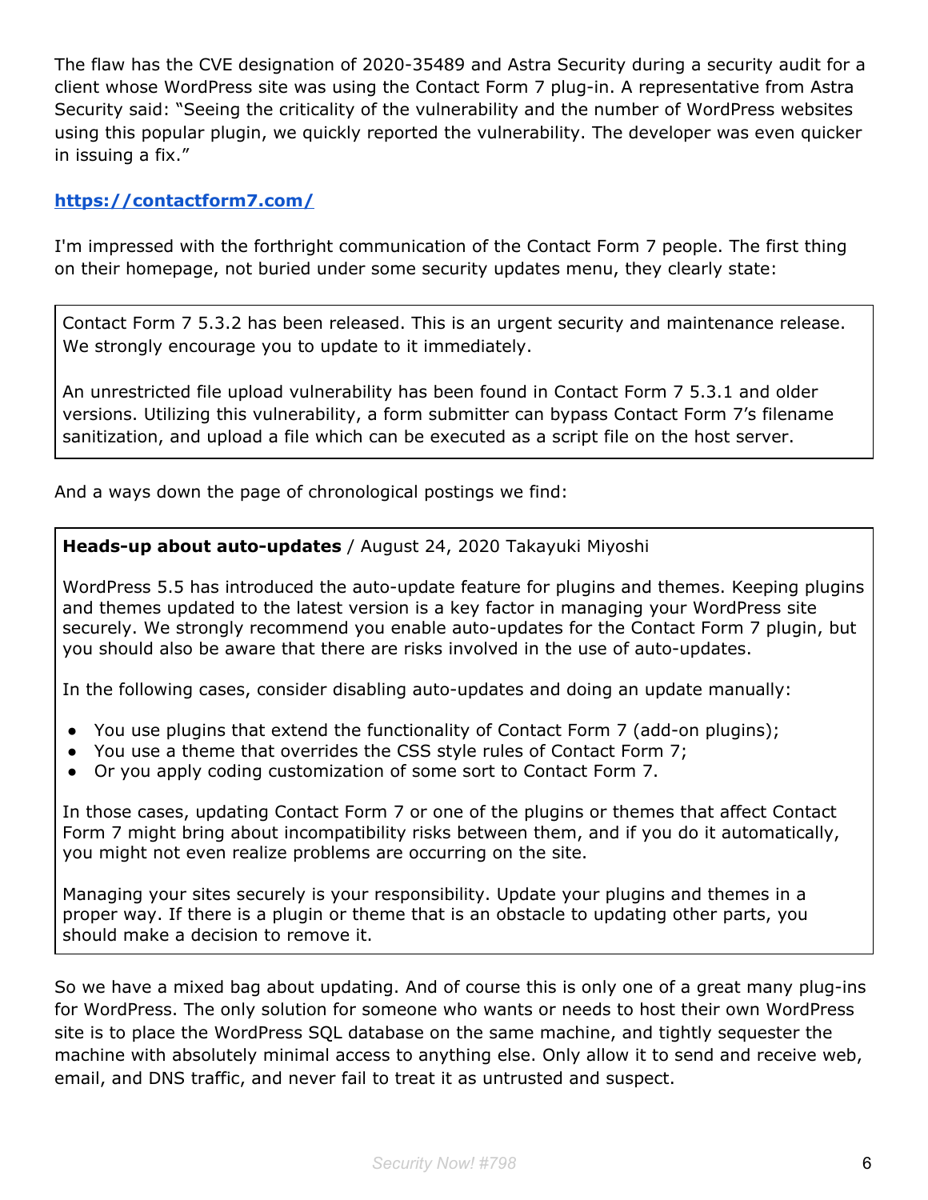The flaw has the CVE designation of 2020-35489 and Astra Security during a security audit for a client whose WordPress site was using the Contact Form 7 plug-in. A representative from Astra Security said: "Seeing the criticality of the vulnerability and the number of WordPress websites using this popular plugin, we quickly reported the vulnerability. The developer was even quicker in issuing a fix."

**https://contactform7.com/**

I'm impressed with the forthright communication of the Contact Form 7 people. The first thing on their homepage, not buried under some security updates menu, they clearly state:

> Contact Form 7 5.3.2 has been released. This is an urgent security and maintenance release. We strongly encourage you to update to it immediately.
>
> An unrestricted file upload vulnerability has been found in Contact Form 7 5.3.1 and older versions. Utilizing this vulnerability, a form submitter can bypass Contact Form 7's filename sanitization, and upload a file which can be executed as a script file on the host server.

And a ways down the page of chronological postings we find:

> **Heads-up about auto-updates** / August 24, 2020 Takayuki Miyoshi
>
> WordPress 5.5 has introduced the auto-update feature for plugins and themes. Keeping plugins and themes updated to the latest version is a key factor in managing your WordPress site securely. We strongly recommend you enable auto-updates for the Contact Form 7 plugin, but you should also be aware that there are risks involved in the use of auto-updates.
>
> In the following cases, consider disabling auto-updates and doing an update manually:
>
> - You use plugins that extend the functionality of Contact Form 7 (add-on plugins);
> - You use a theme that overrides the CSS style rules of Contact Form 7;
> - Or you apply coding customization of some sort to Contact Form 7.
>
> In those cases, updating Contact Form 7 or one of the plugins or themes that affect Contact Form 7 might bring about incompatibility risks between them, and if you do it automatically, you might not even realize problems are occurring on the site.
>
> Managing your sites securely is your responsibility. Update your plugins and themes in a proper way. If there is a plugin or theme that is an obstacle to updating other parts, you should make a decision to remove it.

So we have a mixed bag about updating. And of course this is only one of a great many plug-ins for WordPress. The only solution for someone who wants or needs to host their own WordPress site is to place the WordPress SQL database on the same machine, and tightly sequester the machine with absolutely minimal access to anything else. Only allow it to send and receive web, email, and DNS traffic, and never fail to treat it as untrusted and suspect.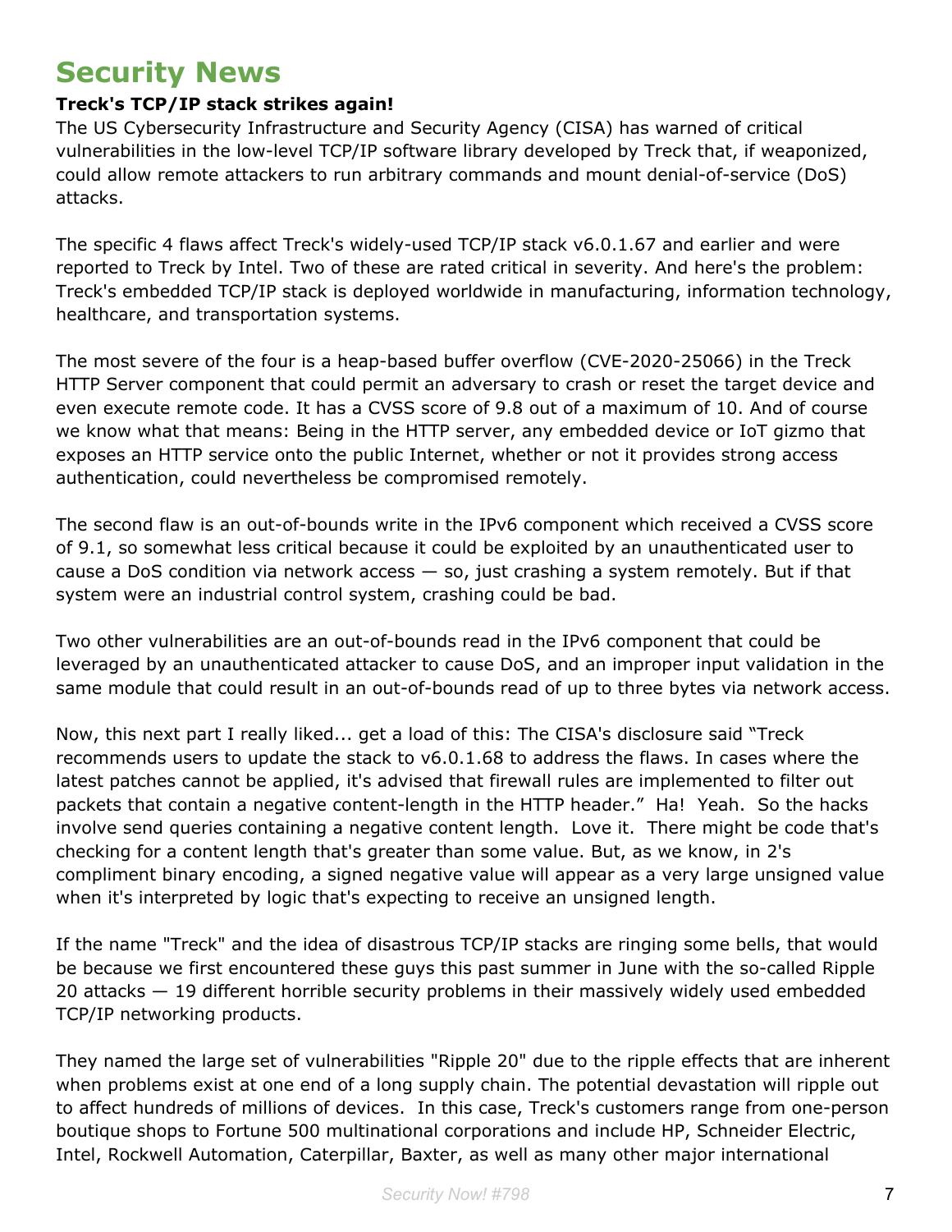# Security News

**Treck's TCP/IP stack strikes again!**

The US Cybersecurity Infrastructure and Security Agency (CISA) has warned of critical vulnerabilities in the low-level TCP/IP software library developed by Treck that, if weaponized, could allow remote attackers to run arbitrary commands and mount denial-of-service (DoS) attacks.

The specific 4 flaws affect Treck's widely-used TCP/IP stack v6.0.1.67 and earlier and were reported to Treck by Intel. Two of these are rated critical in severity. And here's the problem: Treck's embedded TCP/IP stack is deployed worldwide in manufacturing, information technology, healthcare, and transportation systems.

The most severe of the four is a heap-based buffer overflow (CVE-2020-25066) in the Treck HTTP Server component that could permit an adversary to crash or reset the target device and even execute remote code. It has a CVSS score of 9.8 out of a maximum of 10. And of course we know what that means: Being in the HTTP server, any embedded device or IoT gizmo that exposes an HTTP service onto the public Internet, whether or not it provides strong access authentication, could nevertheless be compromised remotely.

The second flaw is an out-of-bounds write in the IPv6 component which received a CVSS score of 9.1, so somewhat less critical because it could be exploited by an unauthenticated user to cause a DoS condition via network access — so, just crashing a system remotely. But if that system were an industrial control system, crashing could be bad.

Two other vulnerabilities are an out-of-bounds read in the IPv6 component that could be leveraged by an unauthenticated attacker to cause DoS, and an improper input validation in the same module that could result in an out-of-bounds read of up to three bytes via network access.

Now, this next part I really liked... get a load of this: The CISA's disclosure said "Treck recommends users to update the stack to v6.0.1.68 to address the flaws. In cases where the latest patches cannot be applied, it's advised that firewall rules are implemented to filter out packets that contain a negative content-length in the HTTP header." Ha! Yeah. So the hacks involve send queries containing a negative content length. Love it. There might be code that's checking for a content length that's greater than some value. But, as we know, in 2's compliment binary encoding, a signed negative value will appear as a very large unsigned value when it's interpreted by logic that's expecting to receive an unsigned length.

If the name "Treck" and the idea of disastrous TCP/IP stacks are ringing some bells, that would be because we first encountered these guys this past summer in June with the so-called Ripple 20 attacks — 19 different horrible security problems in their massively widely used embedded TCP/IP networking products.

They named the large set of vulnerabilities "Ripple 20" due to the ripple effects that are inherent when problems exist at one end of a long supply chain. The potential devastation will ripple out to affect hundreds of millions of devices. In this case, Treck's customers range from one-person boutique shops to Fortune 500 multinational corporations and include HP, Schneider Electric, Intel, Rockwell Automation, Caterpillar, Baxter, as well as many other major international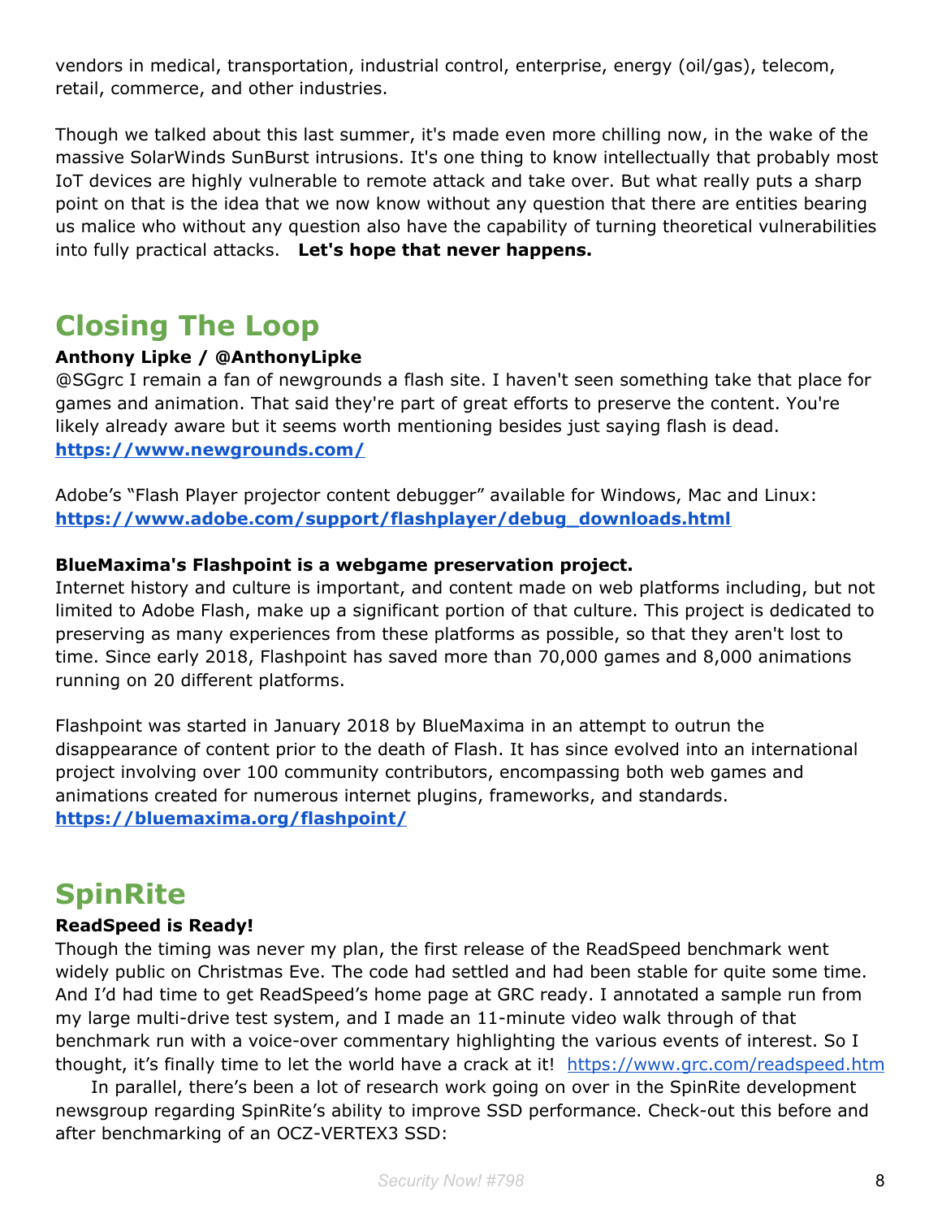vendors in medical, transportation, industrial control, enterprise, energy (oil/gas), telecom, retail, commerce, and other industries.

Though we talked about this last summer, it's made even more chilling now, in the wake of the massive SolarWinds SunBurst intrusions. It's one thing to know intellectually that probably most IoT devices are highly vulnerable to remote attack and take over. But what really puts a sharp point on that is the idea that we now know without any question that there are entities bearing us malice who without any question also have the capability of turning theoretical vulnerabilities into fully practical attacks. **Let's hope that never happens.**

# Closing The Loop

**Anthony Lipke / @AnthonyLipke**
@SGgrc I remain a fan of newgrounds a flash site. I haven't seen something take that place for games and animation. That said they're part of great efforts to preserve the content. You're likely already aware but it seems worth mentioning besides just saying flash is dead.
**https://www.newgrounds.com/**

Adobe's "Flash Player projector content debugger" available for Windows, Mac and Linux:
**https://www.adobe.com/support/flashplayer/debug_downloads.html**

**BlueMaxima's Flashpoint is a webgame preservation project.**
Internet history and culture is important, and content made on web platforms including, but not limited to Adobe Flash, make up a significant portion of that culture. This project is dedicated to preserving as many experiences from these platforms as possible, so that they aren't lost to time. Since early 2018, Flashpoint has saved more than 70,000 games and 8,000 animations running on 20 different platforms.

Flashpoint was started in January 2018 by BlueMaxima in an attempt to outrun the disappearance of content prior to the death of Flash. It has since evolved into an international project involving over 100 community contributors, encompassing both web games and animations created for numerous internet plugins, frameworks, and standards.
**https://bluemaxima.org/flashpoint/**

# SpinRite

**ReadSpeed is Ready!**
Though the timing was never my plan, the first release of the ReadSpeed benchmark went widely public on Christmas Eve. The code had settled and had been stable for quite some time. And I'd had time to get ReadSpeed's home page at GRC ready. I annotated a sample run from my large multi-drive test system, and I made an 11-minute video walk through of that benchmark run with a voice-over commentary highlighting the various events of interest. So I thought, it's finally time to let the world have a crack at it! https://www.grc.com/readspeed.htm

In parallel, there's been a lot of research work going on over in the SpinRite development newsgroup regarding SpinRite's ability to improve SSD performance. Check-out this before and after benchmarking of an OCZ-VERTEX3 SSD: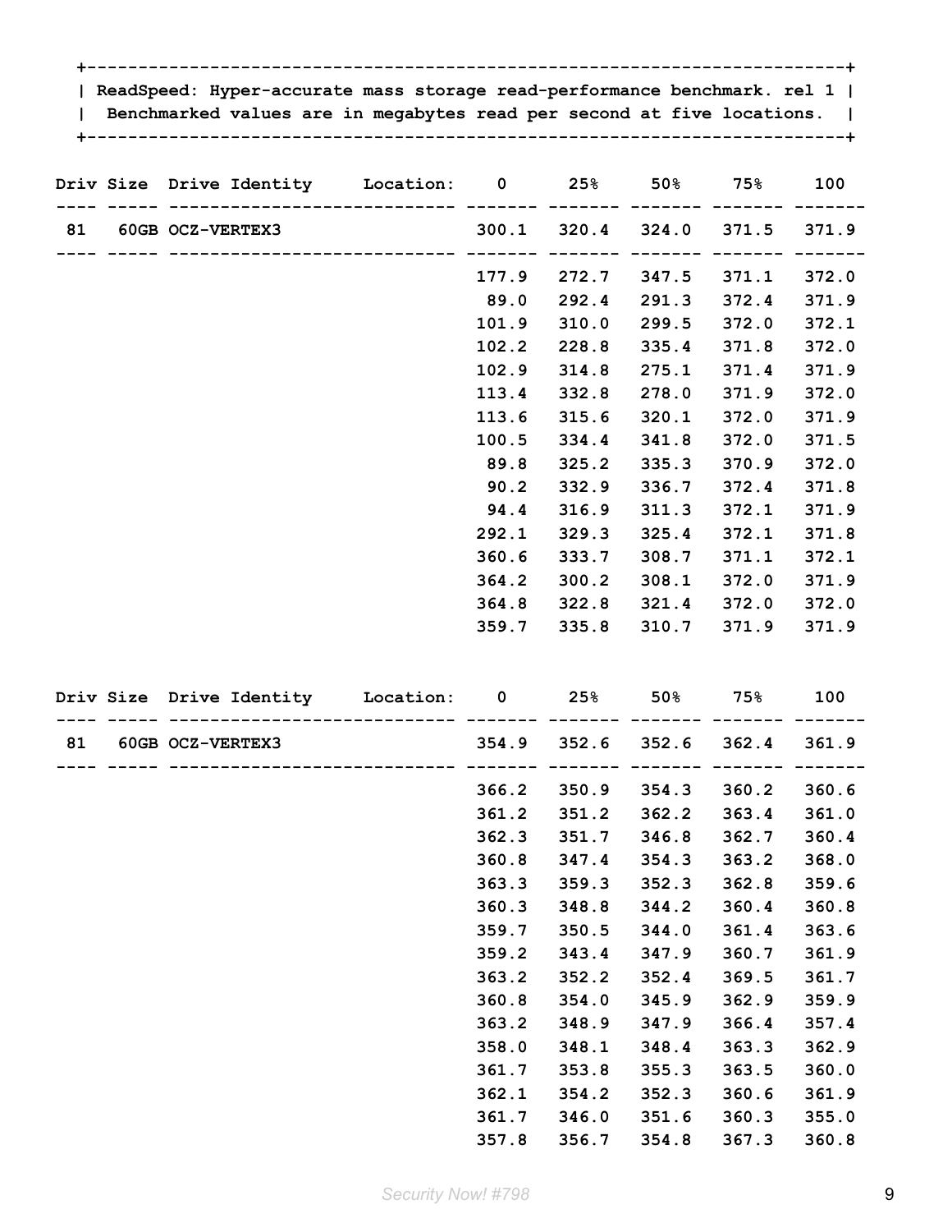```
+------------------------------------------------------------------------+
| ReadSpeed: Hyper-accurate mass storage read-performance benchmark. rel 1 |
|  Benchmarked values are in megabytes read per second at five locations.  |
+------------------------------------------------------------------------+

Driv Size  Drive Identity     Location:   0      25%     50%     75%     100
---- ----- ---------------------------- ------- ------- ------- ------- -------
 81   60GB OCZ-VERTEX3                  300.1   320.4   324.0   371.5   371.9
---- ----- ---------------------------- ------- ------- ------- ------- -------
                                        177.9   272.7   347.5   371.1   372.0
                                         89.0   292.4   291.3   372.4   371.9
                                        101.9   310.0   299.5   372.0   372.1
                                        102.2   228.8   335.4   371.8   372.0
                                        102.9   314.8   275.1   371.4   371.9
                                        113.4   332.8   278.0   371.9   372.0
                                        113.6   315.6   320.1   372.0   371.9
                                        100.5   334.4   341.8   372.0   371.5
                                         89.8   325.2   335.3   370.9   372.0
                                         90.2   332.9   336.7   372.4   371.8
                                         94.4   316.9   311.3   372.1   371.9
                                        292.1   329.3   325.4   372.1   371.8
                                        360.6   333.7   308.7   371.1   372.1
                                        364.2   300.2   308.1   372.0   371.9
                                        364.8   322.8   321.4   372.0   372.0
                                        359.7   335.8   310.7   371.9   371.9


Driv Size  Drive Identity     Location:   0      25%     50%     75%     100
---- ----- ---------------------------- ------- ------- ------- ------- -------
 81   60GB OCZ-VERTEX3                  354.9   352.6   352.6   362.4   361.9
---- ----- ---------------------------- ------- ------- ------- ------- -------
                                        366.2   350.9   354.3   360.2   360.6
                                        361.2   351.2   362.2   363.4   361.0
                                        362.3   351.7   346.8   362.7   360.4
                                        360.8   347.4   354.3   363.2   368.0
                                        363.3   359.3   352.3   362.8   359.6
                                        360.3   348.8   344.2   360.4   360.8
                                        359.7   350.5   344.0   361.4   363.6
                                        359.2   343.4   347.9   360.7   361.9
                                        363.2   352.2   352.4   369.5   361.7
                                        360.8   354.0   345.9   362.9   359.9
                                        363.2   348.9   347.9   366.4   357.4
                                        358.0   348.1   348.4   363.3   362.9
                                        361.7   353.8   355.3   363.5   360.0
                                        362.1   354.2   352.3   360.6   361.9
                                        361.7   346.0   351.6   360.3   355.0
                                        357.8   356.7   354.8   367.3   360.8
```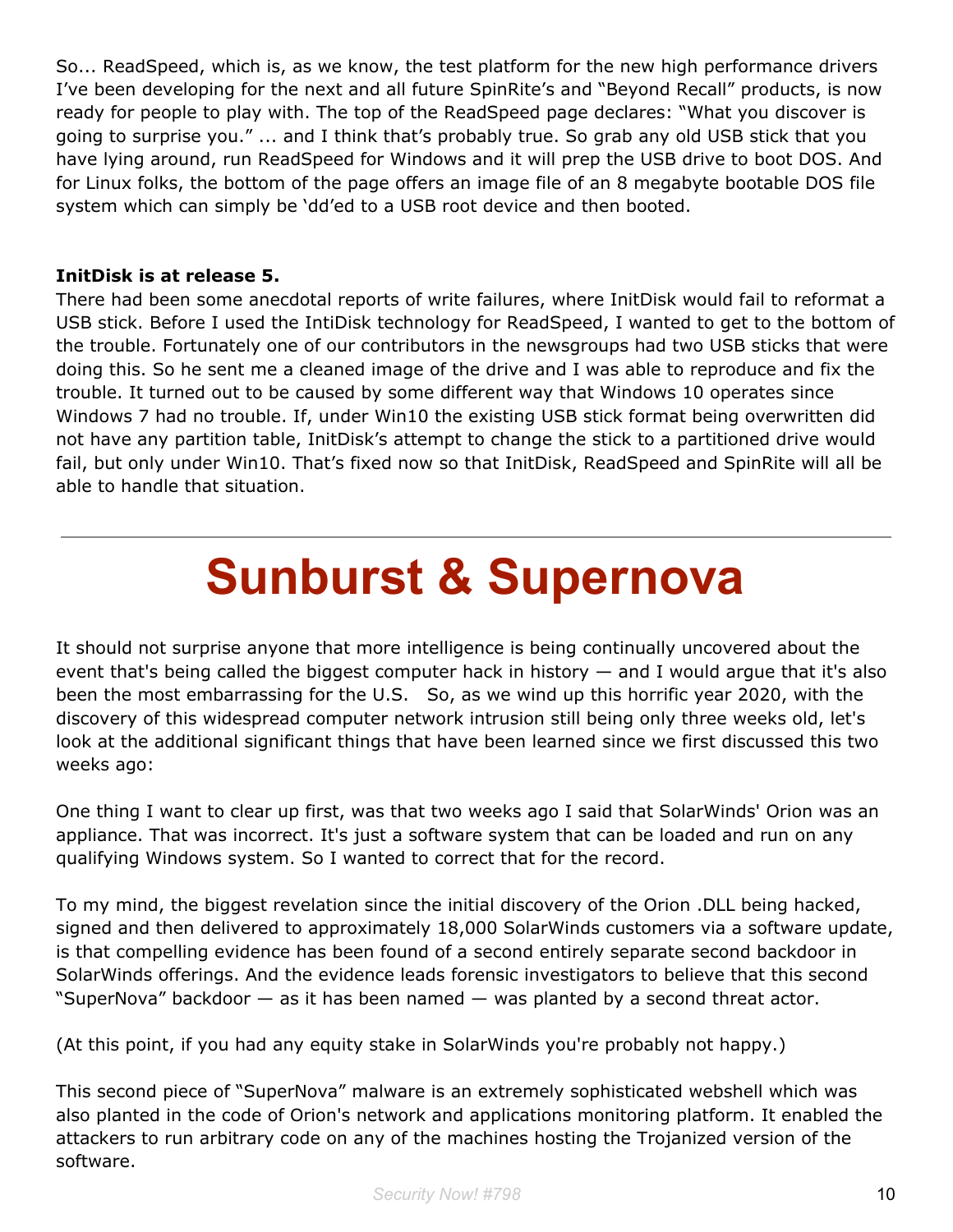So... ReadSpeed, which is, as we know, the test platform for the new high performance drivers I've been developing for the next and all future SpinRite's and "Beyond Recall" products, is now ready for people to play with. The top of the ReadSpeed page declares: "What you discover is going to surprise you." ... and I think that's probably true. So grab any old USB stick that you have lying around, run ReadSpeed for Windows and it will prep the USB drive to boot DOS. And for Linux folks, the bottom of the page offers an image file of an 8 megabyte bootable DOS file system which can simply be 'dd'ed to a USB root device and then booted.

**InitDisk is at release 5.**
There had been some anecdotal reports of write failures, where InitDisk would fail to reformat a USB stick. Before I used the IntiDisk technology for ReadSpeed, I wanted to get to the bottom of the trouble. Fortunately one of our contributors in the newsgroups had two USB sticks that were doing this. So he sent me a cleaned image of the drive and I was able to reproduce and fix the trouble. It turned out to be caused by some different way that Windows 10 operates since Windows 7 had no trouble. If, under Win10 the existing USB stick format being overwritten did not have any partition table, InitDisk's attempt to change the stick to a partitioned drive would fail, but only under Win10. That's fixed now so that InitDisk, ReadSpeed and SpinRite will all be able to handle that situation.

---

# Sunburst & Supernova

It should not surprise anyone that more intelligence is being continually uncovered about the event that's being called the biggest computer hack in history — and I would argue that it's also been the most embarrassing for the U.S. So, as we wind up this horrific year 2020, with the discovery of this widespread computer network intrusion still being only three weeks old, let's look at the additional significant things that have been learned since we first discussed this two weeks ago:

One thing I want to clear up first, was that two weeks ago I said that SolarWinds' Orion was an appliance. That was incorrect. It's just a software system that can be loaded and run on any qualifying Windows system. So I wanted to correct that for the record.

To my mind, the biggest revelation since the initial discovery of the Orion .DLL being hacked, signed and then delivered to approximately 18,000 SolarWinds customers via a software update, is that compelling evidence has been found of a second entirely separate second backdoor in SolarWinds offerings. And the evidence leads forensic investigators to believe that this second "SuperNova" backdoor — as it has been named — was planted by a second threat actor.

(At this point, if you had any equity stake in SolarWinds you're probably not happy.)

This second piece of "SuperNova" malware is an extremely sophisticated webshell which was also planted in the code of Orion's network and applications monitoring platform. It enabled the attackers to run arbitrary code on any of the machines hosting the Trojanized version of the software.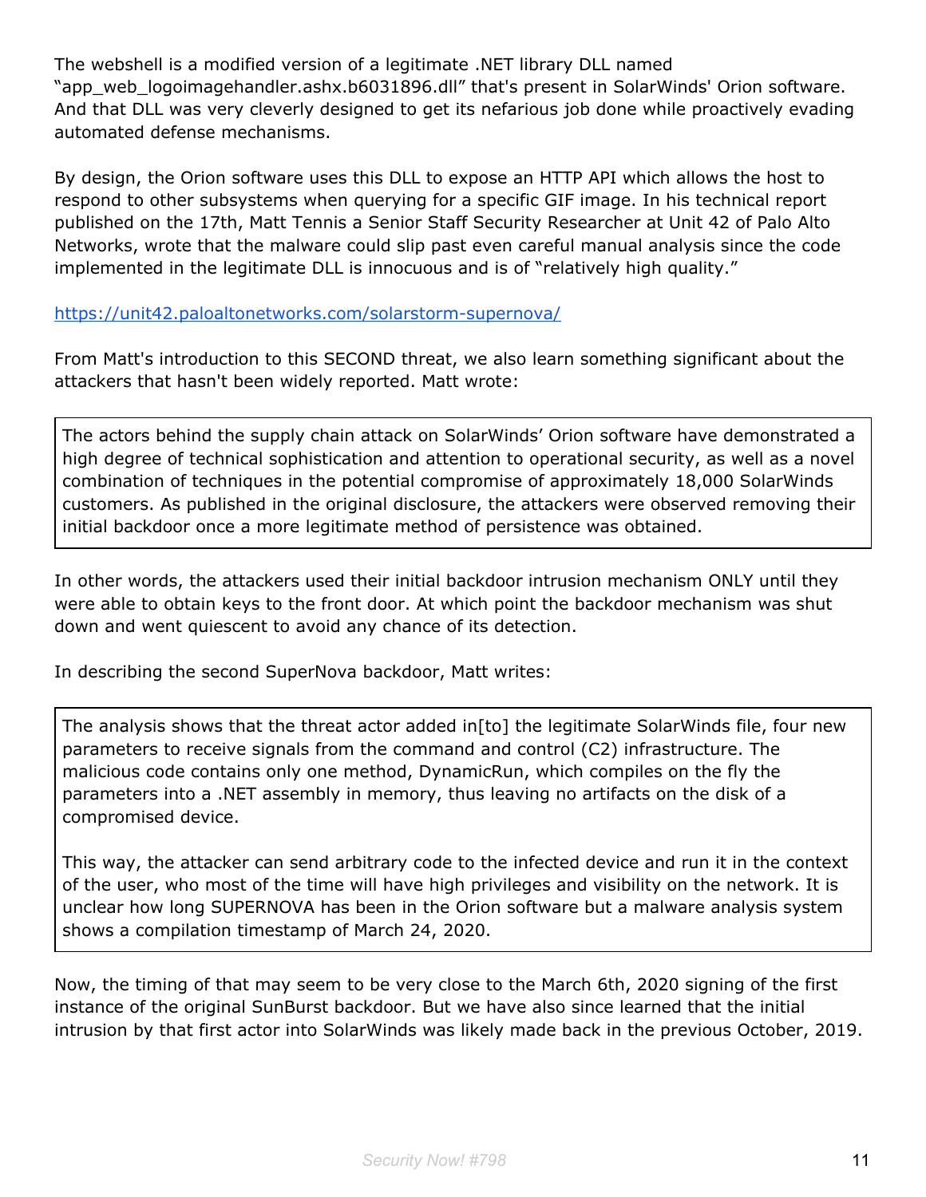The webshell is a modified version of a legitimate .NET library DLL named "app_web_logoimagehandler.ashx.b6031896.dll" that's present in SolarWinds' Orion software. And that DLL was very cleverly designed to get its nefarious job done while proactively evading automated defense mechanisms.

By design, the Orion software uses this DLL to expose an HTTP API which allows the host to respond to other subsystems when querying for a specific GIF image. In his technical report published on the 17th, Matt Tennis a Senior Staff Security Researcher at Unit 42 of Palo Alto Networks, wrote that the malware could slip past even careful manual analysis since the code implemented in the legitimate DLL is innocuous and is of "relatively high quality."

https://unit42.paloaltonetworks.com/solarstorm-supernova/

From Matt's introduction to this SECOND threat, we also learn something significant about the attackers that hasn't been widely reported. Matt wrote:

> The actors behind the supply chain attack on SolarWinds' Orion software have demonstrated a high degree of technical sophistication and attention to operational security, as well as a novel combination of techniques in the potential compromise of approximately 18,000 SolarWinds customers. As published in the original disclosure, the attackers were observed removing their initial backdoor once a more legitimate method of persistence was obtained.

In other words, the attackers used their initial backdoor intrusion mechanism ONLY until they were able to obtain keys to the front door. At which point the backdoor mechanism was shut down and went quiescent to avoid any chance of its detection.

In describing the second SuperNova backdoor, Matt writes:

> The analysis shows that the threat actor added in[to] the legitimate SolarWinds file, four new parameters to receive signals from the command and control (C2) infrastructure. The malicious code contains only one method, DynamicRun, which compiles on the fly the parameters into a .NET assembly in memory, thus leaving no artifacts on the disk of a compromised device.
>
> This way, the attacker can send arbitrary code to the infected device and run it in the context of the user, who most of the time will have high privileges and visibility on the network. It is unclear how long SUPERNOVA has been in the Orion software but a malware analysis system shows a compilation timestamp of March 24, 2020.

Now, the timing of that may seem to be very close to the March 6th, 2020 signing of the first instance of the original SunBurst backdoor. But we have also since learned that the initial intrusion by that first actor into SolarWinds was likely made back in the previous October, 2019.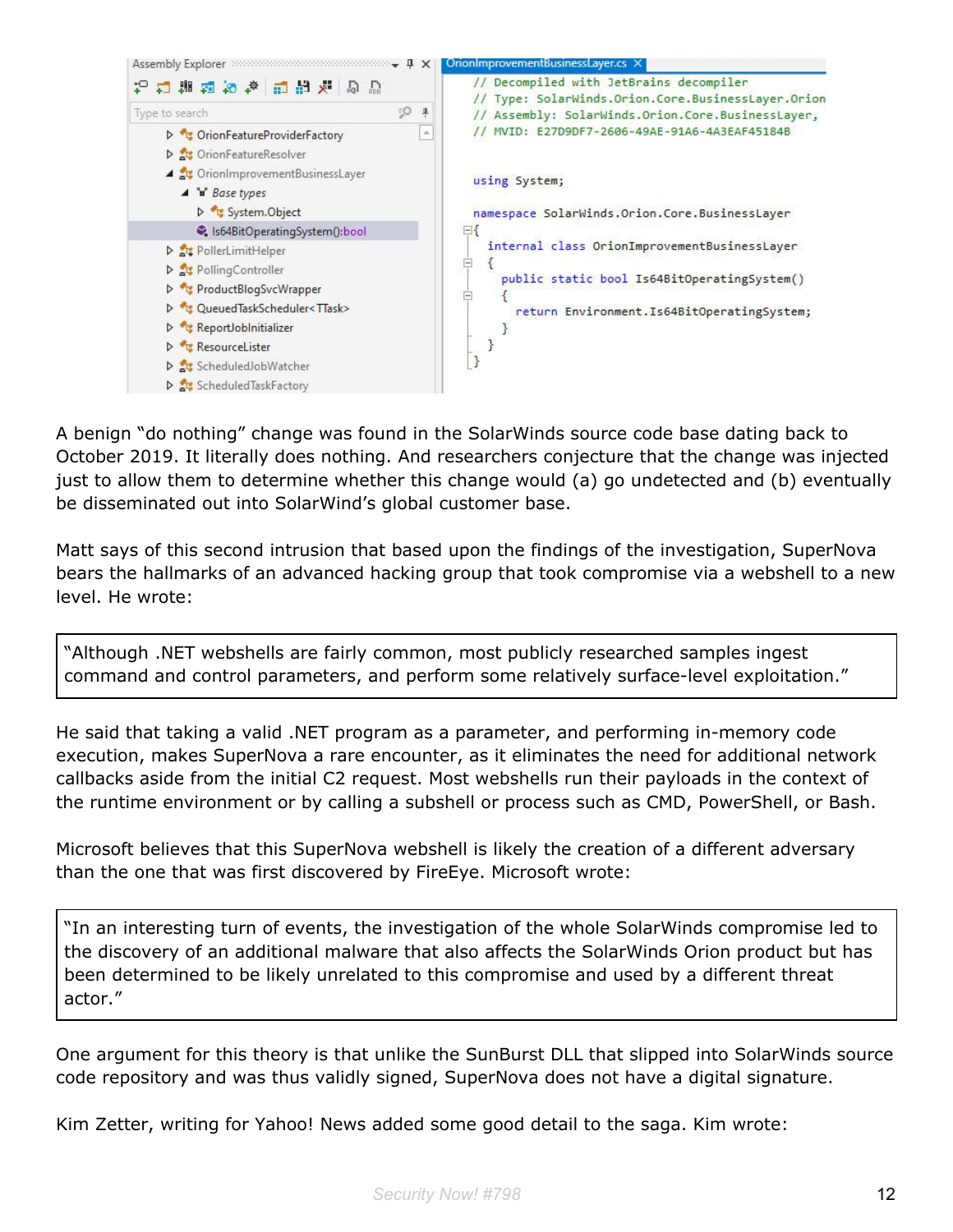```
// Decompiled with JetBrains decompiler
// Type: SolarWinds.Orion.Core.BusinessLayer.Orion
// Assembly: SolarWinds.Orion.Core.BusinessLayer,
// MVID: E27D9DF7-2606-49AE-91A6-4A3EAF45184B

using System;

namespace SolarWinds.Orion.Core.BusinessLayer
{
  internal class OrionImprovementBusinessLayer
  {
    public static bool Is64BitOperatingSystem()
    {
      return Environment.Is64BitOperatingSystem;
    }
  }
}
```

A benign "do nothing" change was found in the SolarWinds source code base dating back to October 2019. It literally does nothing. And researchers conjecture that the change was injected just to allow them to determine whether this change would (a) go undetected and (b) eventually be disseminated out into SolarWind's global customer base.

Matt says of this second intrusion that based upon the findings of the investigation, SuperNova bears the hallmarks of an advanced hacking group that took compromise via a webshell to a new level. He wrote:

> "Although .NET webshells are fairly common, most publicly researched samples ingest command and control parameters, and perform some relatively surface-level exploitation."

He said that taking a valid .NET program as a parameter, and performing in-memory code execution, makes SuperNova a rare encounter, as it eliminates the need for additional network callbacks aside from the initial C2 request. Most webshells run their payloads in the context of the runtime environment or by calling a subshell or process such as CMD, PowerShell, or Bash.

Microsoft believes that this SuperNova webshell is likely the creation of a different adversary than the one that was first discovered by FireEye. Microsoft wrote:

> "In an interesting turn of events, the investigation of the whole SolarWinds compromise led to the discovery of an additional malware that also affects the SolarWinds Orion product but has been determined to be likely unrelated to this compromise and used by a different threat actor."

One argument for this theory is that unlike the SunBurst DLL that slipped into SolarWinds source code repository and was thus validly signed, SuperNova does not have a digital signature.

Kim Zetter, writing for Yahoo! News added some good detail to the saga. Kim wrote: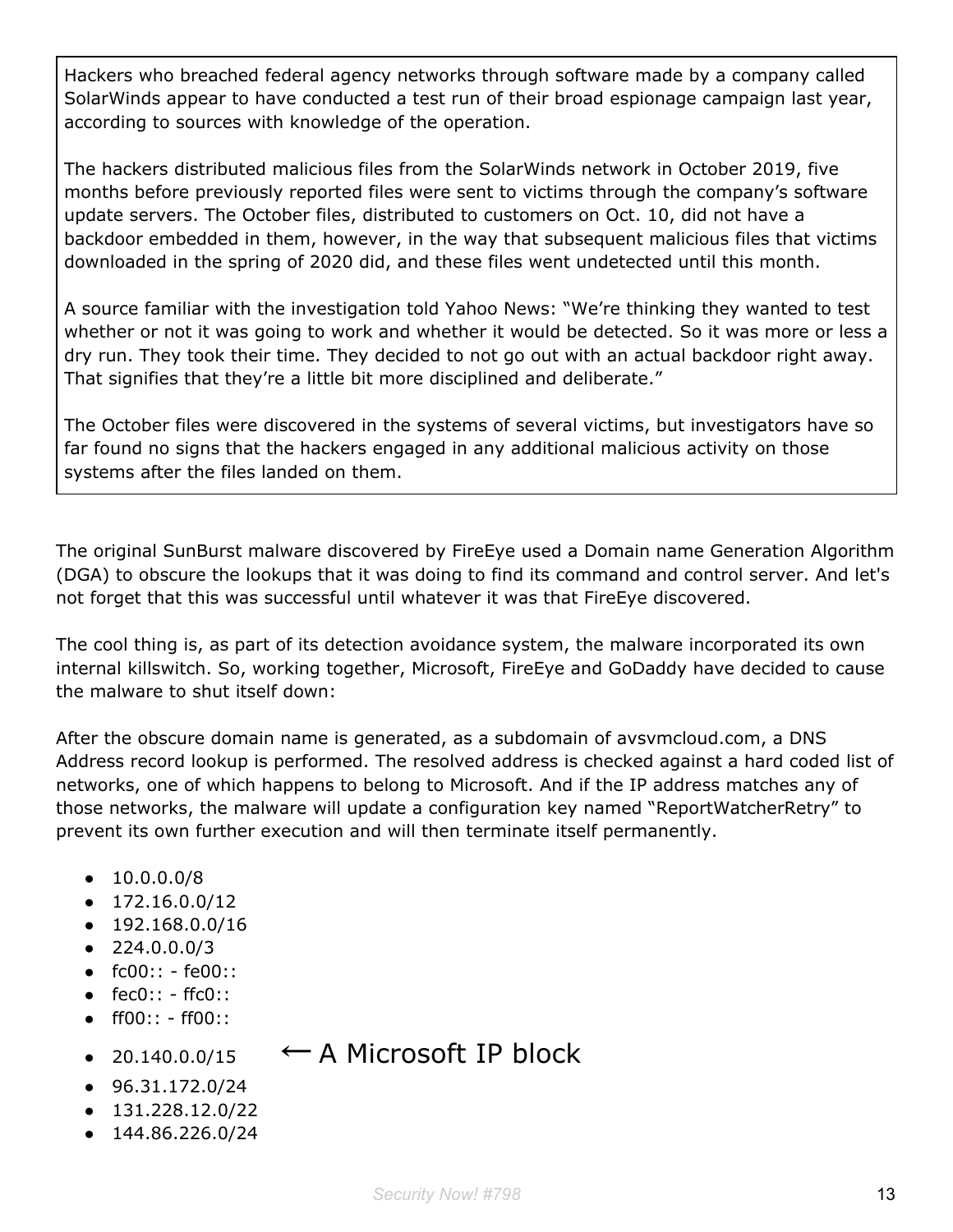> Hackers who breached federal agency networks through software made by a company called SolarWinds appear to have conducted a test run of their broad espionage campaign last year, according to sources with knowledge of the operation.
>
> The hackers distributed malicious files from the SolarWinds network in October 2019, five months before previously reported files were sent to victims through the company's software update servers. The October files, distributed to customers on Oct. 10, did not have a backdoor embedded in them, however, in the way that subsequent malicious files that victims downloaded in the spring of 2020 did, and these files went undetected until this month.
>
> A source familiar with the investigation told Yahoo News: "We're thinking they wanted to test whether or not it was going to work and whether it would be detected. So it was more or less a dry run. They took their time. They decided to not go out with an actual backdoor right away. That signifies that they're a little bit more disciplined and deliberate."
>
> The October files were discovered in the systems of several victims, but investigators have so far found no signs that the hackers engaged in any additional malicious activity on those systems after the files landed on them.

The original SunBurst malware discovered by FireEye used a Domain name Generation Algorithm (DGA) to obscure the lookups that it was doing to find its command and control server. And let's not forget that this was successful until whatever it was that FireEye discovered.

The cool thing is, as part of its detection avoidance system, the malware incorporated its own internal killswitch. So, working together, Microsoft, FireEye and GoDaddy have decided to cause the malware to shut itself down:

After the obscure domain name is generated, as a subdomain of avsvmcloud.com, a DNS Address record lookup is performed. The resolved address is checked against a hard coded list of networks, one of which happens to belong to Microsoft. And if the IP address matches any of those networks, the malware will update a configuration key named "ReportWatcherRetry" to prevent its own further execution and will then terminate itself permanently.

- 10.0.0.0/8
- 172.16.0.0/12
- 192.168.0.0/16
- 224.0.0.0/3
- fc00:: - fe00::
- fec0:: - ffc0::
- ff00:: - ff00::
- 20.140.0.0/15 ← A Microsoft IP block
- 96.31.172.0/24
- 131.228.12.0/22
- 144.86.226.0/24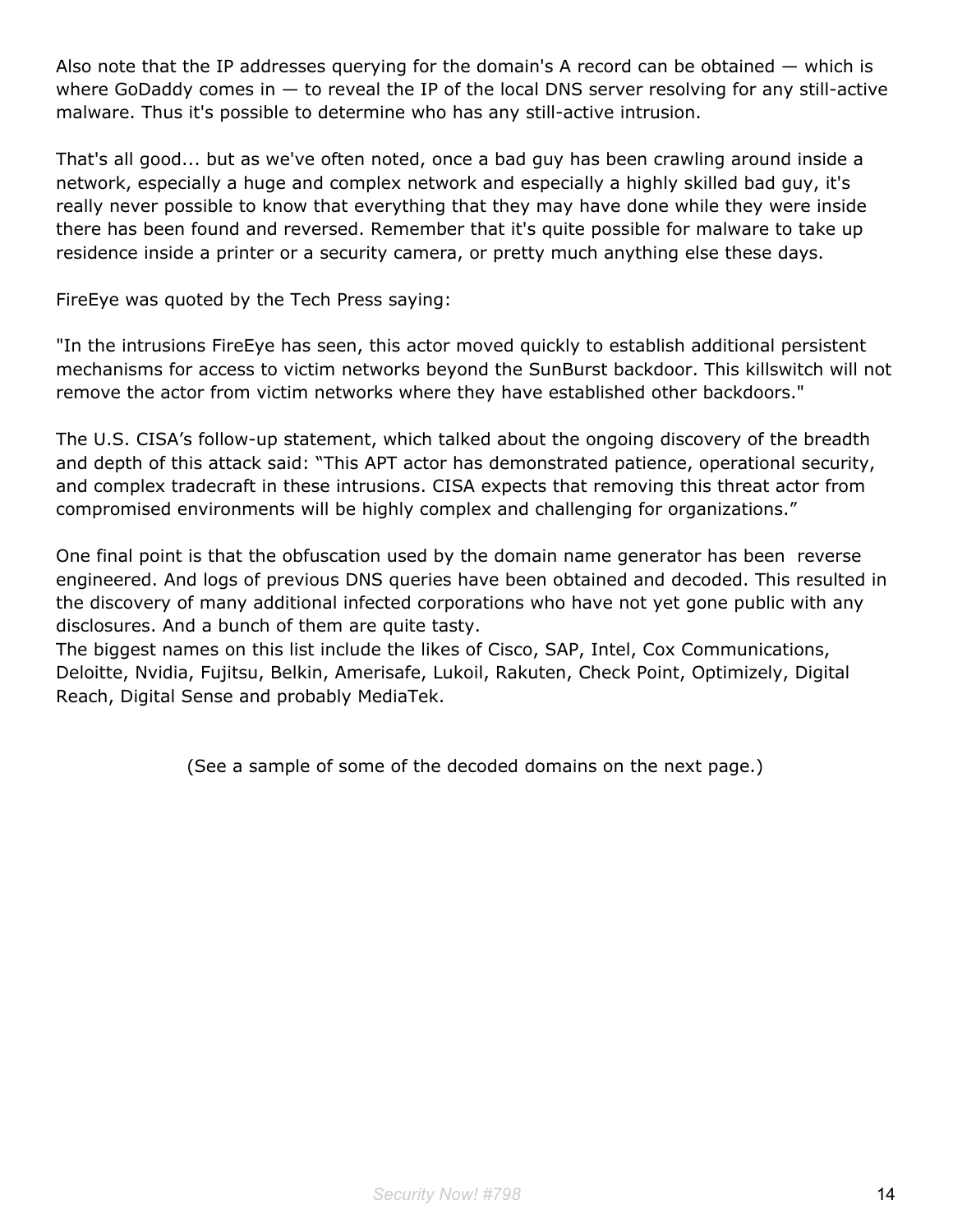Also note that the IP addresses querying for the domain's A record can be obtained — which is where GoDaddy comes in — to reveal the IP of the local DNS server resolving for any still-active malware. Thus it's possible to determine who has any still-active intrusion.

That's all good... but as we've often noted, once a bad guy has been crawling around inside a network, especially a huge and complex network and especially a highly skilled bad guy, it's really never possible to know that everything that they may have done while they were inside there has been found and reversed. Remember that it's quite possible for malware to take up residence inside a printer or a security camera, or pretty much anything else these days.

FireEye was quoted by the Tech Press saying:

"In the intrusions FireEye has seen, this actor moved quickly to establish additional persistent mechanisms for access to victim networks beyond the SunBurst backdoor. This killswitch will not remove the actor from victim networks where they have established other backdoors."

The U.S. CISA's follow-up statement, which talked about the ongoing discovery of the breadth and depth of this attack said: "This APT actor has demonstrated patience, operational security, and complex tradecraft in these intrusions. CISA expects that removing this threat actor from compromised environments will be highly complex and challenging for organizations."

One final point is that the obfuscation used by the domain name generator has been reverse engineered. And logs of previous DNS queries have been obtained and decoded. This resulted in the discovery of many additional infected corporations who have not yet gone public with any disclosures. And a bunch of them are quite tasty.
The biggest names on this list include the likes of Cisco, SAP, Intel, Cox Communications, Deloitte, Nvidia, Fujitsu, Belkin, Amerisafe, Lukoil, Rakuten, Check Point, Optimizely, Digital Reach, Digital Sense and probably MediaTek.

(See a sample of some of the decoded domains on the next page.)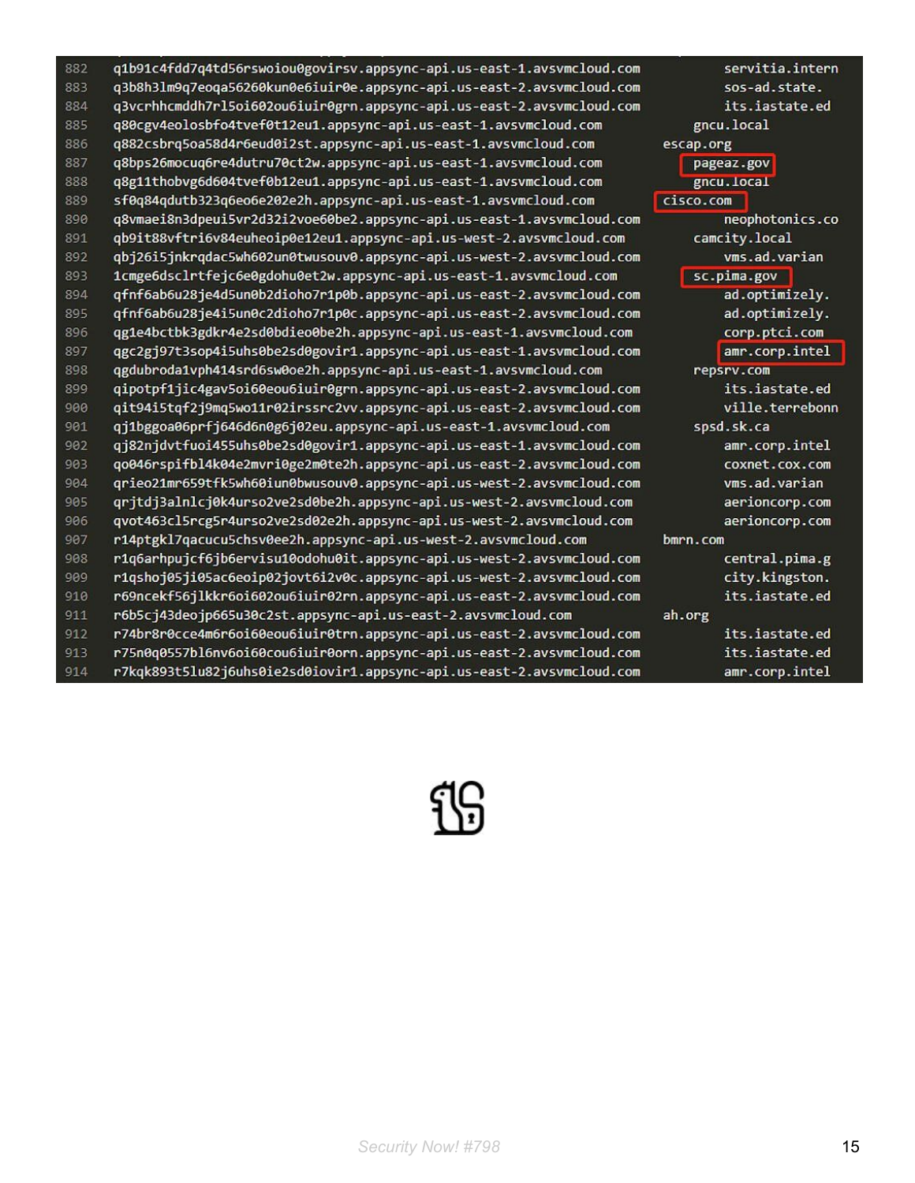| | | |
|---|---|---|
| 882 | q1b91c4fdd7q4td56rswoiou0govirsv.appsync-api.us-east-1.avsvmcloud.com | servitia.intern |
| 883 | q3b8h3lm9q7eoqa56260kun0e6iuir0e.appsync-api.us-east-2.avsvmcloud.com | sos-ad.state. |
| 884 | q3vcrhhcmddh7rl5oi602ou6iuir0grn.appsync-api.us-east-2.avsvmcloud.com | its.iastate.ed |
| 885 | q80cgv4eolosbfo4tvef0t12eu1.appsync-api.us-east-1.avsvmcloud.com | gncu.local |
| 886 | q882csbrq5oa58d4r6eud0i2st.appsync-api.us-east-1.avsvmcloud.com | escap.org |
| 887 | q8bps26mocuq6re4dutru70ct2w.appsync-api.us-east-1.avsvmcloud.com | pageaz.gov |
| 888 | q8g11thobvg6d604tvef0b12eu1.appsync-api.us-east-1.avsvmcloud.com | gncu.local |
| 889 | sf0q84qdutb323q6eo6e202e2h.appsync-api.us-east-1.avsvmcloud.com | cisco.com |
| 890 | q8vmaei8n3dpeui5vr2d32i2voe60be2.appsync-api.us-east-1.avsvmcloud.com | neophotonics.co |
| 891 | qb9it88vftri6v84euheoip0e12eu1.appsync-api.us-west-2.avsvmcloud.com | camcity.local |
| 892 | qbj26i5jnkrqdac5wh602un0twusouv0.appsync-api.us-west-2.avsvmcloud.com | vms.ad.varian |
| 893 | 1cmge6dsclrtfejc6e0gdohu0et2w.appsync-api.us-east-1.avsvmcloud.com | sc.pima.gov |
| 894 | qfnf6ab6u28je4d5un0b2dioho7r1p0b.appsync-api.us-east-2.avsvmcloud.com | ad.optimizely. |
| 895 | qfnf6ab6u28je4i5un0c2dioho7r1p0c.appsync-api.us-east-2.avsvmcloud.com | ad.optimizely. |
| 896 | qg1e4bctbk3gdkr4e2sd0bdieo0be2h.appsync-api.us-east-1.avsvmcloud.com | corp.ptci.com |
| 897 | qgc2gj97t3sop4i5uhs0be2sd0govir1.appsync-api.us-east-1.avsvmcloud.com | amr.corp.intel |
| 898 | qgdubroda1vph414srd6sw0oe2h.appsync-api.us-east-1.avsvmcloud.com | repsrv.com |
| 899 | qipotpf1jic4gav5oi60eou6iuir0grn.appsync-api.us-east-2.avsvmcloud.com | its.iastate.ed |
| 900 | qit94i5tqf2j9mq5wo11r02irssrc2vv.appsync-api.us-east-2.avsvmcloud.com | ville.terrebonn |
| 901 | qj1bggoa06prfj646d6n0g6j02eu.appsync-api.us-east-1.avsvmcloud.com | spsd.sk.ca |
| 902 | qj82njdvtfuoi455uhs0be2sd0govir1.appsync-api.us-east-1.avsvmcloud.com | amr.corp.intel |
| 903 | qo046rspifbl4k04e2mvri0ge2m0te2h.appsync-api.us-east-2.avsvmcloud.com | coxnet.cox.com |
| 904 | qrieo21mr659tfk5wh60iun0bwusouv0.appsync-api.us-west-2.avsvmcloud.com | vms.ad.varian |
| 905 | qrjtdj3alnlcj0k4urso2ve2sd0be2h.appsync-api.us-west-2.avsvmcloud.com | aerioncorp.com |
| 906 | qvot463cl5rcg5r4urso2ve2sd02e2h.appsync-api.us-west-2.avsvmcloud.com | aerioncorp.com |
| 907 | r14ptgkl7qacucu5chsv0ee2h.appsync-api.us-west-2.avsvmcloud.com | bmrn.com |
| 908 | r1q6arhpujcf6jb6ervisu10odohu0it.appsync-api.us-west-2.avsvmcloud.com | central.pima.g |
| 909 | r1qshoj05ji05ac6eoip02jovt6i2v0c.appsync-api.us-west-2.avsvmcloud.com | city.kingston. |
| 910 | r69ncekf56jlkkr6oi602ou6iuir02rn.appsync-api.us-east-2.avsvmcloud.com | its.iastate.ed |
| 911 | r6b5cj43deojp665u30c2st.appsync-api.us-east-2.avsvmcloud.com | ah.org |
| 912 | r74br8r0cce4m6r6oi60eou6iuir0trn.appsync-api.us-east-2.avsvmcloud.com | its.iastate.ed |
| 913 | r75n0q0557bl6nv6oi60cou6iuir0orn.appsync-api.us-east-2.avsvmcloud.com | its.iastate.ed |
| 914 | r7kqk893t5lu82j6uhs0ie2sd0iovir1.appsync-api.us-east-2.avsvmcloud.com | amr.corp.intel |